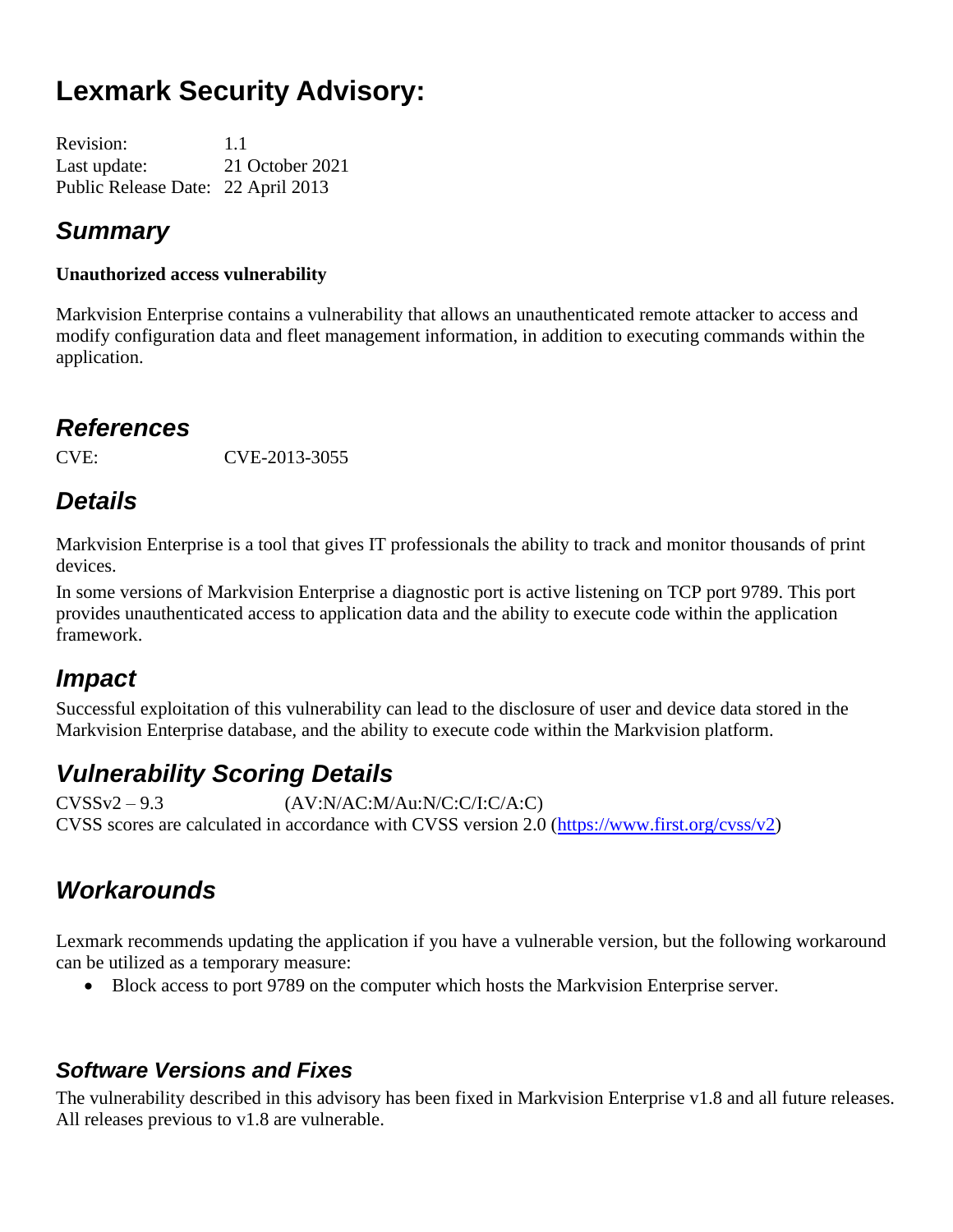# Lexmark Security Advisory:

| | |
|---|---|
| Revision: | 1.1 |
| Last update: | 21 October 2021 |
| Public Release Date: | 22 April 2013 |

## *Summary*

**Unauthorized access vulnerability**

Markvision Enterprise contains a vulnerability that allows an unauthenticated remote attacker to access and modify configuration data and fleet management information, in addition to executing commands within the application.

## *References*

CVE: CVE-2013-3055

## *Details*

Markvision Enterprise is a tool that gives IT professionals the ability to track and monitor thousands of print devices.

In some versions of Markvision Enterprise a diagnostic port is active listening on TCP port 9789. This port provides unauthenticated access to application data and the ability to execute code within the application framework.

## *Impact*

Successful exploitation of this vulnerability can lead to the disclosure of user and device data stored in the Markvision Enterprise database, and the ability to execute code within the Markvision platform.

## *Vulnerability Scoring Details*

CVSSv2 – 9.3 (AV:N/AC:M/Au:N/C:C/I:C/A:C)

CVSS scores are calculated in accordance with CVSS version 2.0 (https://www.first.org/cvss/v2)

## *Workarounds*

Lexmark recommends updating the application if you have a vulnerable version, but the following workaround can be utilized as a temporary measure:

- Block access to port 9789 on the computer which hosts the Markvision Enterprise server.

### *Software Versions and Fixes*

The vulnerability described in this advisory has been fixed in Markvision Enterprise v1.8 and all future releases. All releases previous to v1.8 are vulnerable.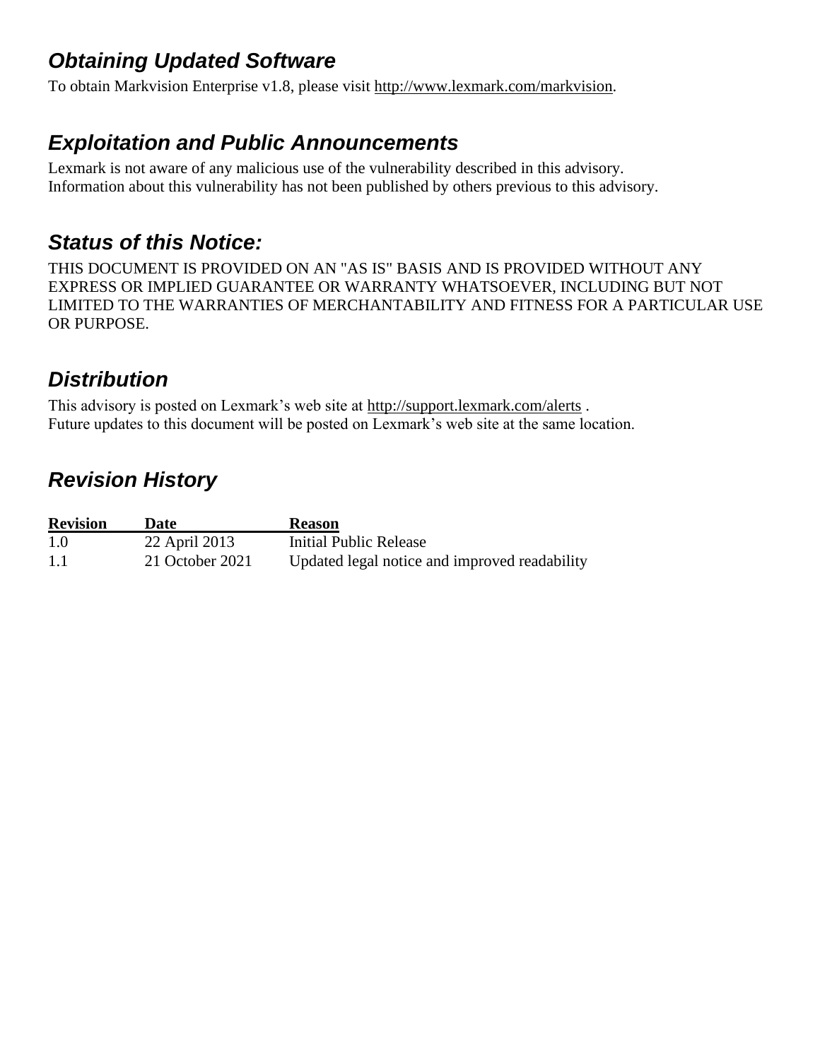## *Obtaining Updated Software*

To obtain Markvision Enterprise v1.8, please visit http://www.lexmark.com/markvision.

## *Exploitation and Public Announcements*

Lexmark is not aware of any malicious use of the vulnerability described in this advisory.
Information about this vulnerability has not been published by others previous to this advisory.

## *Status of this Notice:*

THIS DOCUMENT IS PROVIDED ON AN "AS IS" BASIS AND IS PROVIDED WITHOUT ANY EXPRESS OR IMPLIED GUARANTEE OR WARRANTY WHATSOEVER, INCLUDING BUT NOT LIMITED TO THE WARRANTIES OF MERCHANTABILITY AND FITNESS FOR A PARTICULAR USE OR PURPOSE.

## *Distribution*

This advisory is posted on Lexmark's web site at http://support.lexmark.com/alerts .
Future updates to this document will be posted on Lexmark's web site at the same location.

## *Revision History*

| **Revision** | **Date** | **Reason** |
|---|---|---|
| 1.0 | 22 April 2013 | Initial Public Release |
| 1.1 | 21 October 2021 | Updated legal notice and improved readability |